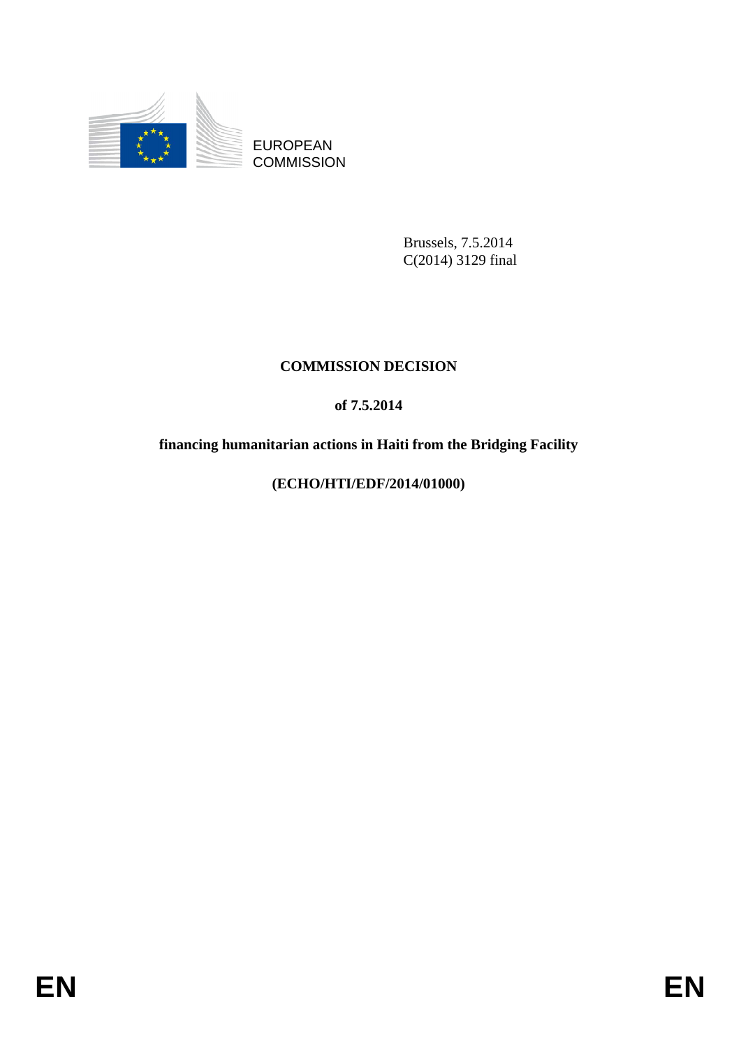EUROPEAN COMMISSION

Brussels, 7.5.2014
C(2014) 3129 final

# COMMISSION DECISION

## of 7.5.2014

## financing humanitarian actions in Haiti from the Bridging Facility

## (ECHO/HTI/EDF/2014/01000)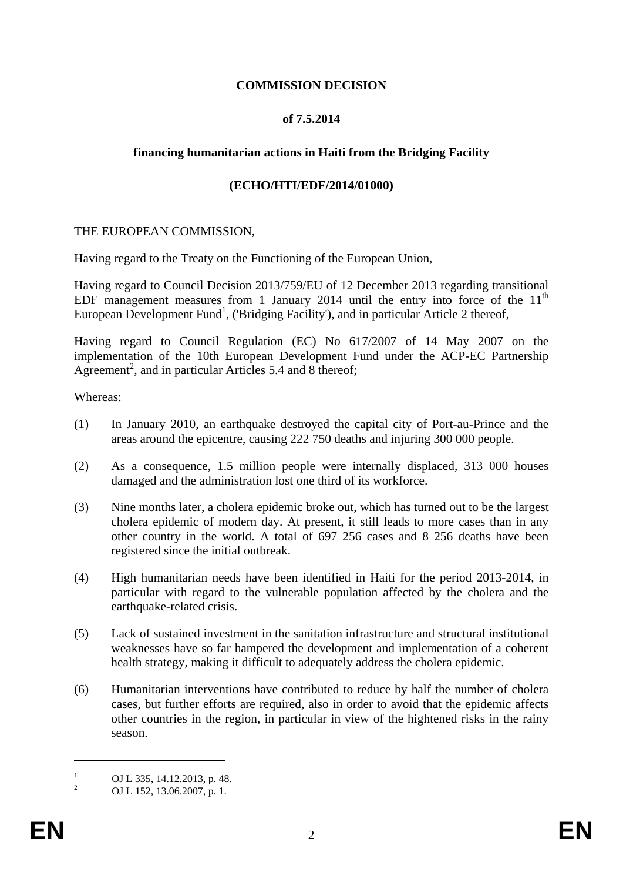**COMMISSION DECISION**

**of 7.5.2014**

**financing humanitarian actions in Haiti from the Bridging Facility**

**(ECHO/HTI/EDF/2014/01000)**

THE EUROPEAN COMMISSION,

Having regard to the Treaty on the Functioning of the European Union,

Having regard to Council Decision 2013/759/EU of 12 December 2013 regarding transitional EDF management measures from 1 January 2014 until the entry into force of the 11th European Development Fund[1], ('Bridging Facility'), and in particular Article 2 thereof,

Having regard to Council Regulation (EC) No 617/2007 of 14 May 2007 on the implementation of the 10th European Development Fund under the ACP-EC Partnership Agreement[2], and in particular Articles 5.4 and 8 thereof;

Whereas:

(1) In January 2010, an earthquake destroyed the capital city of Port-au-Prince and the areas around the epicentre, causing 222 750 deaths and injuring 300 000 people.

(2) As a consequence, 1.5 million people were internally displaced, 313 000 houses damaged and the administration lost one third of its workforce.

(3) Nine months later, a cholera epidemic broke out, which has turned out to be the largest cholera epidemic of modern day. At present, it still leads to more cases than in any other country in the world. A total of 697 256 cases and 8 256 deaths have been registered since the initial outbreak.

(4) High humanitarian needs have been identified in Haiti for the period 2013-2014, in particular with regard to the vulnerable population affected by the cholera and the earthquake-related crisis.

(5) Lack of sustained investment in the sanitation infrastructure and structural institutional weaknesses have so far hampered the development and implementation of a coherent health strategy, making it difficult to adequately address the cholera epidemic.

(6) Humanitarian interventions have contributed to reduce by half the number of cholera cases, but further efforts are required, also in order to avoid that the epidemic affects other countries in the region, in particular in view of the hightened risks in the rainy season.

[1] OJ L 335, 14.12.2013, p. 48.

[2] OJ L 152, 13.06.2007, p. 1.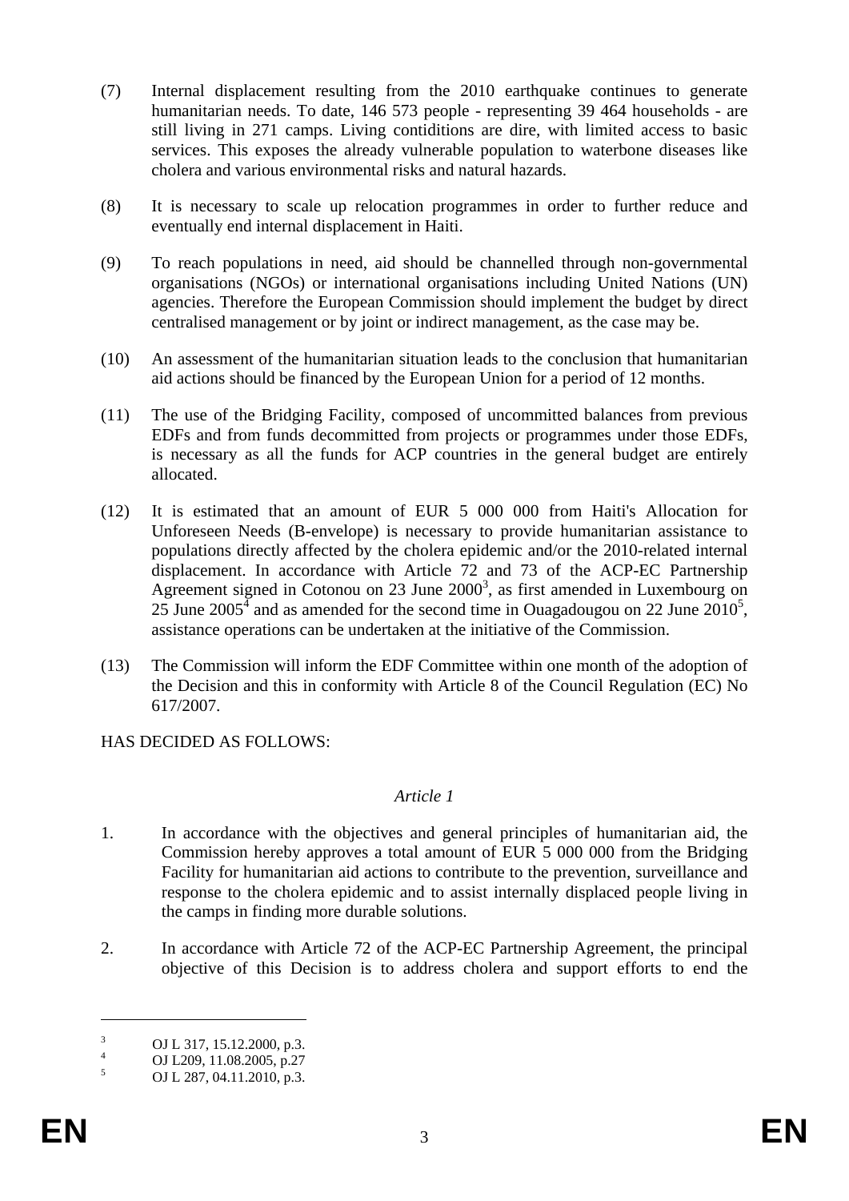(7) Internal displacement resulting from the 2010 earthquake continues to generate humanitarian needs. To date, 146 573 people - representing 39 464 households - are still living in 271 camps. Living contiditions are dire, with limited access to basic services. This exposes the already vulnerable population to waterbone diseases like cholera and various environmental risks and natural hazards.

(8) It is necessary to scale up relocation programmes in order to further reduce and eventually end internal displacement in Haiti.

(9) To reach populations in need, aid should be channelled through non-governmental organisations (NGOs) or international organisations including United Nations (UN) agencies. Therefore the European Commission should implement the budget by direct centralised management or by joint or indirect management, as the case may be.

(10) An assessment of the humanitarian situation leads to the conclusion that humanitarian aid actions should be financed by the European Union for a period of 12 months.

(11) The use of the Bridging Facility, composed of uncommitted balances from previous EDFs and from funds decommitted from projects or programmes under those EDFs, is necessary as all the funds for ACP countries in the general budget are entirely allocated.

(12) It is estimated that an amount of EUR 5 000 000 from Haiti's Allocation for Unforeseen Needs (B-envelope) is necessary to provide humanitarian assistance to populations directly affected by the cholera epidemic and/or the 2010-related internal displacement. In accordance with Article 72 and 73 of the ACP-EC Partnership Agreement signed in Cotonou on 23 June 2000[3], as first amended in Luxembourg on 25 June 2005[4] and as amended for the second time in Ouagadougou on 22 June 2010[5], assistance operations can be undertaken at the initiative of the Commission.

(13) The Commission will inform the EDF Committee within one month of the adoption of the Decision and this in conformity with Article 8 of the Council Regulation (EC) No 617/2007.

HAS DECIDED AS FOLLOWS:

*Article 1*

1. In accordance with the objectives and general principles of humanitarian aid, the Commission hereby approves a total amount of EUR 5 000 000 from the Bridging Facility for humanitarian aid actions to contribute to the prevention, surveillance and response to the cholera epidemic and to assist internally displaced people living in the camps in finding more durable solutions.

2. In accordance with Article 72 of the ACP-EC Partnership Agreement, the principal objective of this Decision is to address cholera and support efforts to end the

---

[3] OJ L 317, 15.12.2000, p.3.

[4] OJ L209, 11.08.2005, p.27

[5] OJ L 287, 04.11.2010, p.3.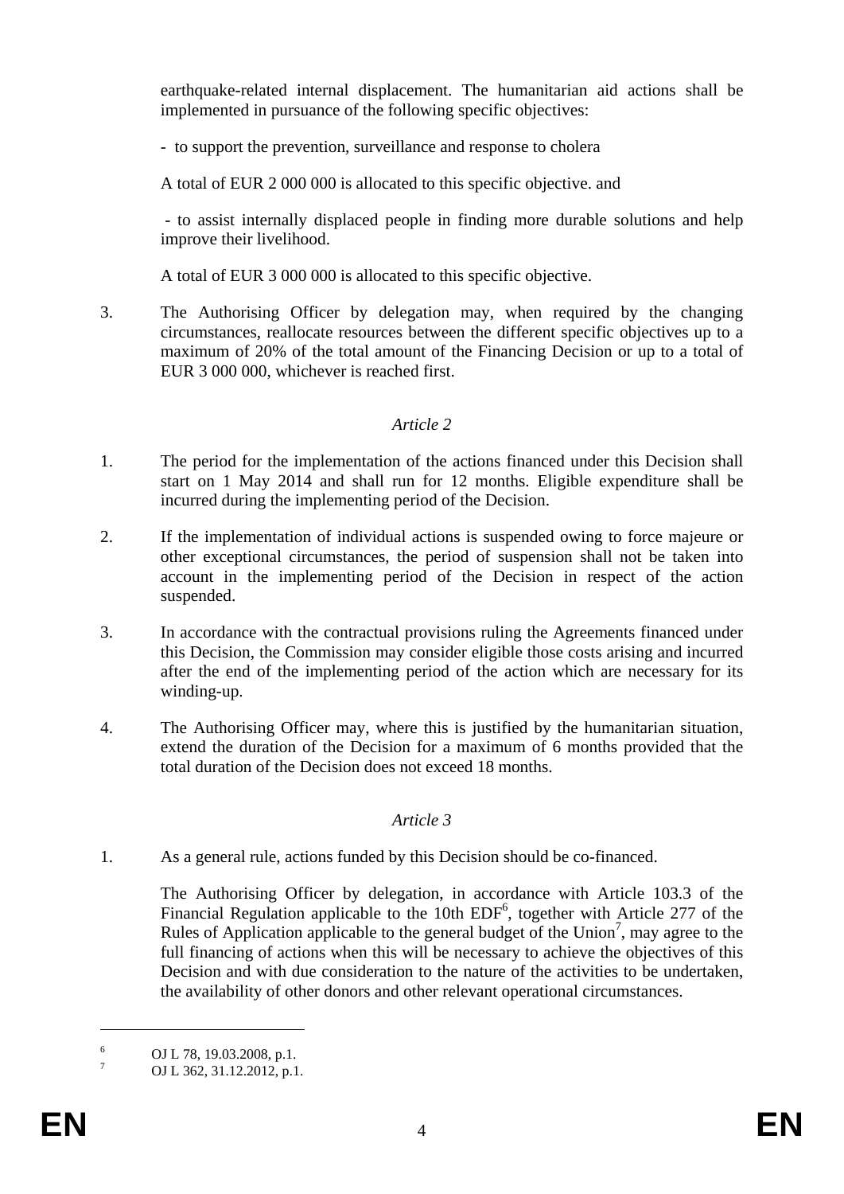earthquake-related internal displacement. The humanitarian aid actions shall be implemented in pursuance of the following specific objectives:

- to support the prevention, surveillance and response to cholera

A total of EUR 2 000 000 is allocated to this specific objective. and

- to assist internally displaced people in finding more durable solutions and help improve their livelihood.

A total of EUR 3 000 000 is allocated to this specific objective.

3. The Authorising Officer by delegation may, when required by the changing circumstances, reallocate resources between the different specific objectives up to a maximum of 20% of the total amount of the Financing Decision or up to a total of EUR 3 000 000, whichever is reached first.

*Article 2*

1. The period for the implementation of the actions financed under this Decision shall start on 1 May 2014 and shall run for 12 months. Eligible expenditure shall be incurred during the implementing period of the Decision.

2. If the implementation of individual actions is suspended owing to force majeure or other exceptional circumstances, the period of suspension shall not be taken into account in the implementing period of the Decision in respect of the action suspended.

3. In accordance with the contractual provisions ruling the Agreements financed under this Decision, the Commission may consider eligible those costs arising and incurred after the end of the implementing period of the action which are necessary for its winding-up.

4. The Authorising Officer may, where this is justified by the humanitarian situation, extend the duration of the Decision for a maximum of 6 months provided that the total duration of the Decision does not exceed 18 months.

*Article 3*

1. As a general rule, actions funded by this Decision should be co-financed.

The Authorising Officer by delegation, in accordance with Article 103.3 of the Financial Regulation applicable to the 10th EDF[6], together with Article 277 of the Rules of Application applicable to the general budget of the Union[7], may agree to the full financing of actions when this will be necessary to achieve the objectives of this Decision and with due consideration to the nature of the activities to be undertaken, the availability of other donors and other relevant operational circumstances.

---

[6] OJ L 78, 19.03.2008, p.1.

[7] OJ L 362, 31.12.2012, p.1.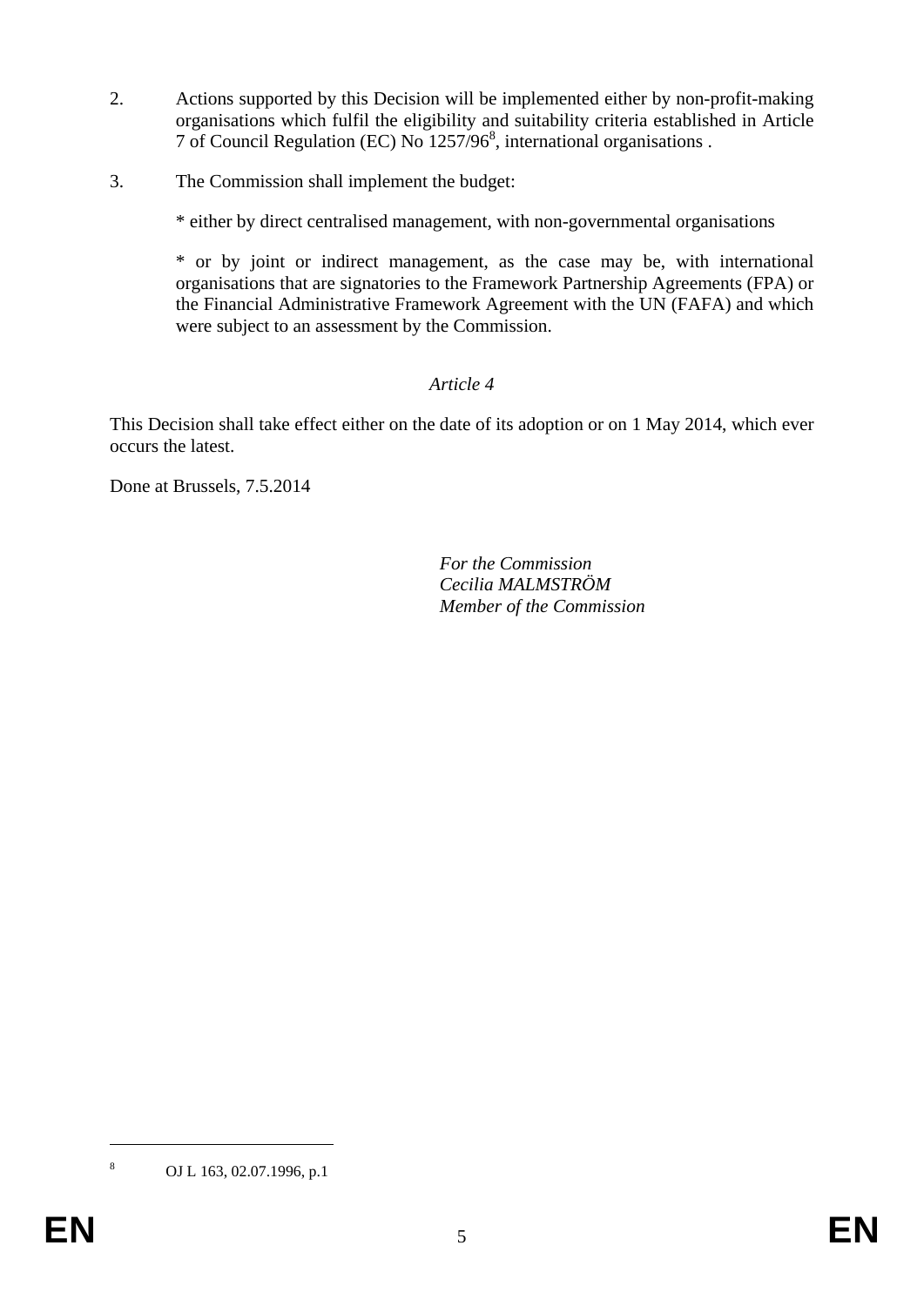2. Actions supported by this Decision will be implemented either by non-profit-making organisations which fulfil the eligibility and suitability criteria established in Article 7 of Council Regulation (EC) No 1257/96[8], international organisations .

3. The Commission shall implement the budget:

   * either by direct centralised management, with non-governmental organisations

   * or by joint or indirect management, as the case may be, with international organisations that are signatories to the Framework Partnership Agreements (FPA) or the Financial Administrative Framework Agreement with the UN (FAFA) and which were subject to an assessment by the Commission.

*Article 4*

This Decision shall take effect either on the date of its adoption or on 1 May 2014, which ever occurs the latest.

Done at Brussels, 7.5.2014

*For the Commission*
*Cecilia MALMSTRÖM*
*Member of the Commission*

---

[8] OJ L 163, 02.07.1996, p.1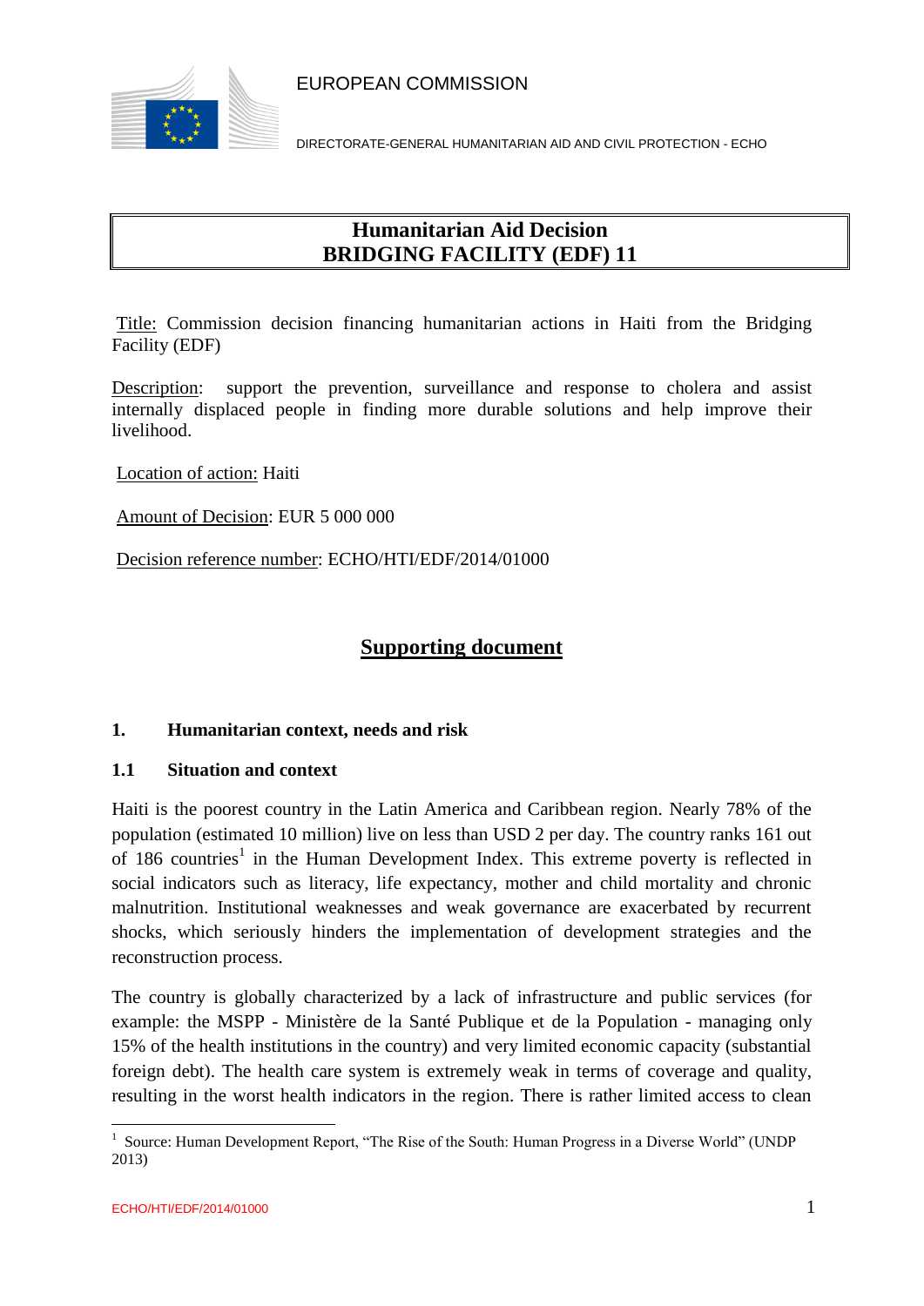EUROPEAN COMMISSION

DIRECTORATE-GENERAL HUMANITARIAN AID AND CIVIL PROTECTION - ECHO

**Humanitarian Aid Decision**
**BRIDGING FACILITY (EDF) 11**

Title: Commission decision financing humanitarian actions in Haiti from the Bridging Facility (EDF)

Description: support the prevention, surveillance and response to cholera and assist internally displaced people in finding more durable solutions and help improve their livelihood.

Location of action: Haiti

Amount of Decision: EUR 5 000 000

Decision reference number: ECHO/HTI/EDF/2014/01000

## Supporting document

### 1. Humanitarian context, needs and risk

#### 1.1 Situation and context

Haiti is the poorest country in the Latin America and Caribbean region. Nearly 78% of the population (estimated 10 million) live on less than USD 2 per day. The country ranks 161 out of 186 countries[1] in the Human Development Index. This extreme poverty is reflected in social indicators such as literacy, life expectancy, mother and child mortality and chronic malnutrition. Institutional weaknesses and weak governance are exacerbated by recurrent shocks, which seriously hinders the implementation of development strategies and the reconstruction process.

The country is globally characterized by a lack of infrastructure and public services (for example: the MSPP - Ministère de la Santé Publique et de la Population - managing only 15% of the health institutions in the country) and very limited economic capacity (substantial foreign debt). The health care system is extremely weak in terms of coverage and quality, resulting in the worst health indicators in the region. There is rather limited access to clean

[1] Source: Human Development Report, "The Rise of the South: Human Progress in a Diverse World" (UNDP 2013)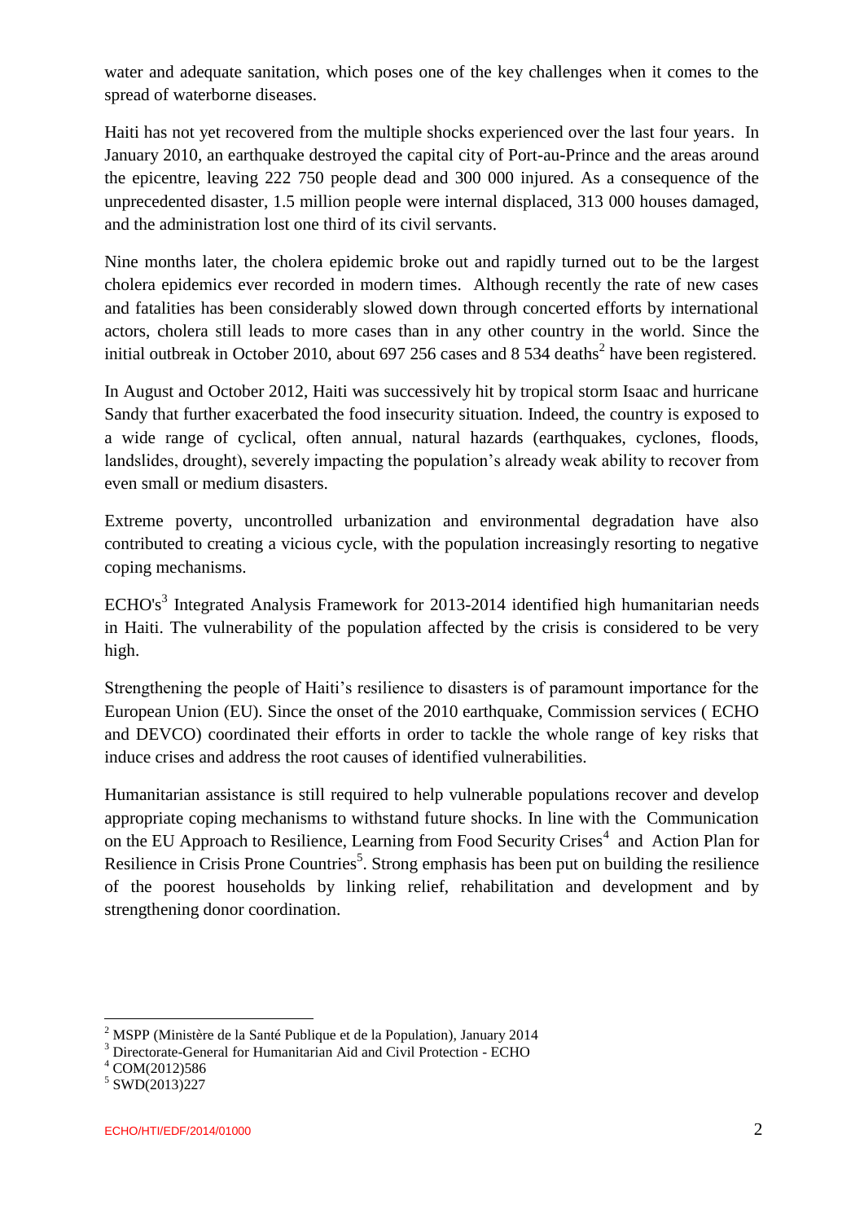water and adequate sanitation, which poses one of the key challenges when it comes to the spread of waterborne diseases.

Haiti has not yet recovered from the multiple shocks experienced over the last four years. In January 2010, an earthquake destroyed the capital city of Port-au-Prince and the areas around the epicentre, leaving 222 750 people dead and 300 000 injured. As a consequence of the unprecedented disaster, 1.5 million people were internal displaced, 313 000 houses damaged, and the administration lost one third of its civil servants.

Nine months later, the cholera epidemic broke out and rapidly turned out to be the largest cholera epidemics ever recorded in modern times. Although recently the rate of new cases and fatalities has been considerably slowed down through concerted efforts by international actors, cholera still leads to more cases than in any other country in the world. Since the initial outbreak in October 2010, about 697 256 cases and 8 534 deaths[2] have been registered.

In August and October 2012, Haiti was successively hit by tropical storm Isaac and hurricane Sandy that further exacerbated the food insecurity situation. Indeed, the country is exposed to a wide range of cyclical, often annual, natural hazards (earthquakes, cyclones, floods, landslides, drought), severely impacting the population's already weak ability to recover from even small or medium disasters.

Extreme poverty, uncontrolled urbanization and environmental degradation have also contributed to creating a vicious cycle, with the population increasingly resorting to negative coping mechanisms.

ECHO's[3] Integrated Analysis Framework for 2013-2014 identified high humanitarian needs in Haiti. The vulnerability of the population affected by the crisis is considered to be very high.

Strengthening the people of Haiti's resilience to disasters is of paramount importance for the European Union (EU). Since the onset of the 2010 earthquake, Commission services ( ECHO and DEVCO) coordinated their efforts in order to tackle the whole range of key risks that induce crises and address the root causes of identified vulnerabilities.

Humanitarian assistance is still required to help vulnerable populations recover and develop appropriate coping mechanisms to withstand future shocks. In line with the Communication on the EU Approach to Resilience, Learning from Food Security Crises[4] and Action Plan for Resilience in Crisis Prone Countries[5]. Strong emphasis has been put on building the resilience of the poorest households by linking relief, rehabilitation and development and by strengthening donor coordination.

---

[2] MSPP (Ministère de la Santé Publique et de la Population), January 2014

[3] Directorate-General for Humanitarian Aid and Civil Protection - ECHO

[4] COM(2012)586

[5] SWD(2013)227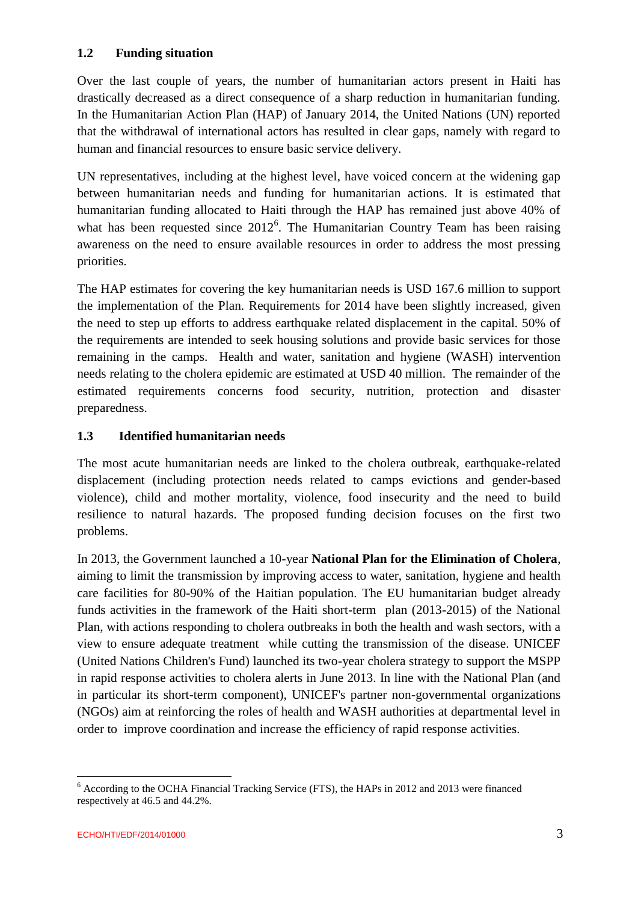### 1.2 Funding situation

Over the last couple of years, the number of humanitarian actors present in Haiti has drastically decreased as a direct consequence of a sharp reduction in humanitarian funding. In the Humanitarian Action Plan (HAP) of January 2014, the United Nations (UN) reported that the withdrawal of international actors has resulted in clear gaps, namely with regard to human and financial resources to ensure basic service delivery.

UN representatives, including at the highest level, have voiced concern at the widening gap between humanitarian needs and funding for humanitarian actions. It is estimated that humanitarian funding allocated to Haiti through the HAP has remained just above 40% of what has been requested since 2012[6]. The Humanitarian Country Team has been raising awareness on the need to ensure available resources in order to address the most pressing priorities.

The HAP estimates for covering the key humanitarian needs is USD 167.6 million to support the implementation of the Plan. Requirements for 2014 have been slightly increased, given the need to step up efforts to address earthquake related displacement in the capital. 50% of the requirements are intended to seek housing solutions and provide basic services for those remaining in the camps. Health and water, sanitation and hygiene (WASH) intervention needs relating to the cholera epidemic are estimated at USD 40 million. The remainder of the estimated requirements concerns food security, nutrition, protection and disaster preparedness.

### 1.3 Identified humanitarian needs

The most acute humanitarian needs are linked to the cholera outbreak, earthquake-related displacement (including protection needs related to camps evictions and gender-based violence), child and mother mortality, violence, food insecurity and the need to build resilience to natural hazards. The proposed funding decision focuses on the first two problems.

In 2013, the Government launched a 10-year **National Plan for the Elimination of Cholera**, aiming to limit the transmission by improving access to water, sanitation, hygiene and health care facilities for 80-90% of the Haitian population. The EU humanitarian budget already funds activities in the framework of the Haiti short-term plan (2013-2015) of the National Plan, with actions responding to cholera outbreaks in both the health and wash sectors, with a view to ensure adequate treatment while cutting the transmission of the disease. UNICEF (United Nations Children's Fund) launched its two-year cholera strategy to support the MSPP in rapid response activities to cholera alerts in June 2013. In line with the National Plan (and in particular its short-term component), UNICEF's partner non-governmental organizations (NGOs) aim at reinforcing the roles of health and WASH authorities at departmental level in order to improve coordination and increase the efficiency of rapid response activities.

---

[6] According to the OCHA Financial Tracking Service (FTS), the HAPs in 2012 and 2013 were financed respectively at 46.5 and 44.2%.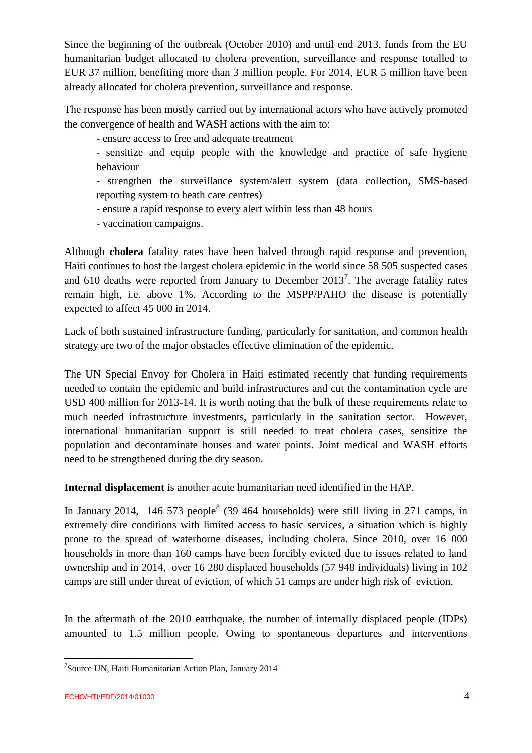Since the beginning of the outbreak (October 2010) and until end 2013, funds from the EU humanitarian budget allocated to cholera prevention, surveillance and response totalled to EUR 37 million, benefiting more than 3 million people. For 2014, EUR 5 million have been already allocated for cholera prevention, surveillance and response.

The response has been mostly carried out by international actors who have actively promoted the convergence of health and WASH actions with the aim to:

- ensure access to free and adequate treatment
- sensitize and equip people with the knowledge and practice of safe hygiene behaviour
- strengthen the surveillance system/alert system (data collection, SMS-based reporting system to heath care centres)
- ensure a rapid response to every alert within less than 48 hours
- vaccination campaigns.

Although **cholera** fatality rates have been halved through rapid response and prevention, Haiti continues to host the largest cholera epidemic in the world since 58 505 suspected cases and 610 deaths were reported from January to December 2013[7]. The average fatality rates remain high, i.e. above 1%. According to the MSPP/PAHO the disease is potentially expected to affect 45 000 in 2014.

Lack of both sustained infrastructure funding, particularly for sanitation, and common health strategy are two of the major obstacles effective elimination of the epidemic.

The UN Special Envoy for Cholera in Haiti estimated recently that funding requirements needed to contain the epidemic and build infrastructures and cut the contamination cycle are USD 400 million for 2013-14. It is worth noting that the bulk of these requirements relate to much needed infrastructure investments, particularly in the sanitation sector. However, international humanitarian support is still needed to treat cholera cases, sensitize the population and decontaminate houses and water points. Joint medical and WASH efforts need to be strengthened during the dry season.

**Internal displacement** is another acute humanitarian need identified in the HAP.

In January 2014, 146 573 people[8] (39 464 households) were still living in 271 camps, in extremely dire conditions with limited access to basic services, a situation which is highly prone to the spread of waterborne diseases, including cholera. Since 2010, over 16 000 households in more than 160 camps have been forcibly evicted due to issues related to land ownership and in 2014, over 16 280 displaced households (57 948 individuals) living in 102 camps are still under threat of eviction, of which 51 camps are under high risk of eviction.

In the aftermath of the 2010 earthquake, the number of internally displaced people (IDPs) amounted to 1.5 million people. Owing to spontaneous departures and interventions

[7] Source UN, Haiti Humanitarian Action Plan, January 2014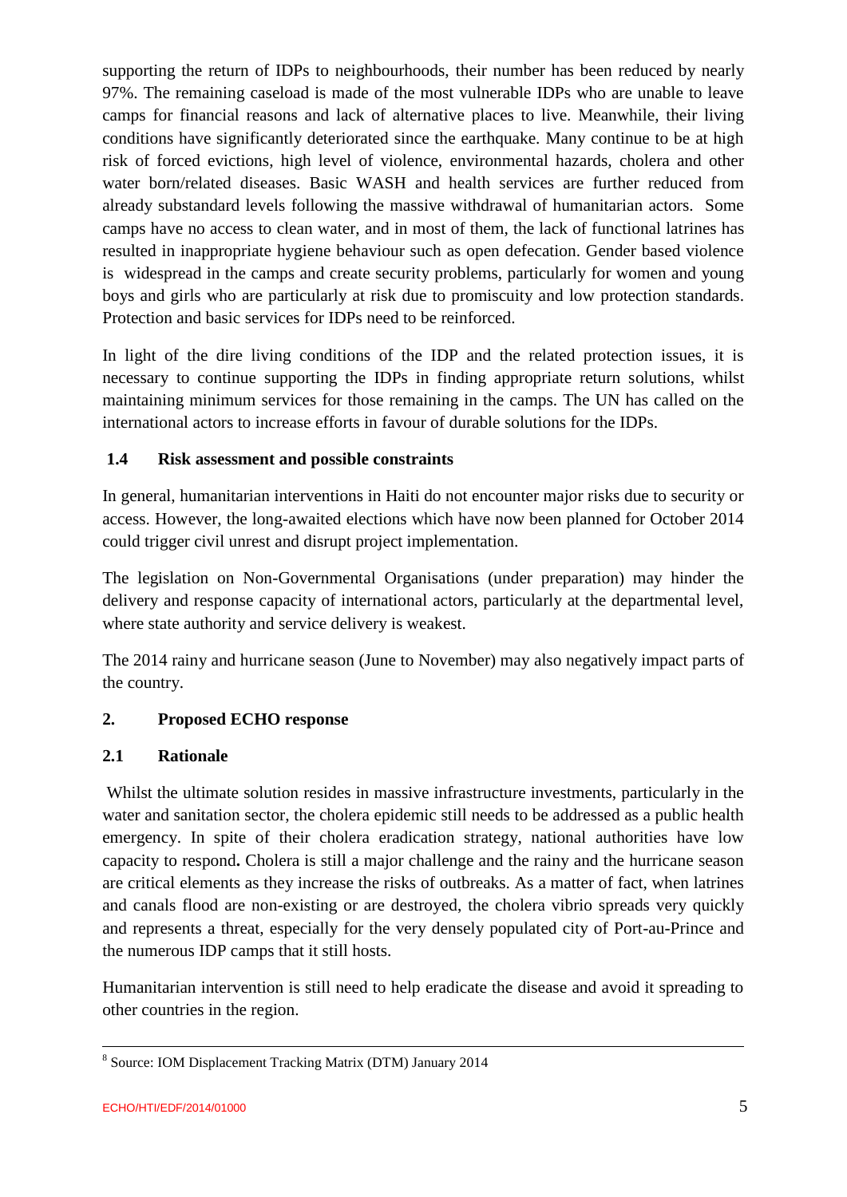supporting the return of IDPs to neighbourhoods, their number has been reduced by nearly 97%. The remaining caseload is made of the most vulnerable IDPs who are unable to leave camps for financial reasons and lack of alternative places to live. Meanwhile, their living conditions have significantly deteriorated since the earthquake. Many continue to be at high risk of forced evictions, high level of violence, environmental hazards, cholera and other water born/related diseases. Basic WASH and health services are further reduced from already substandard levels following the massive withdrawal of humanitarian actors. Some camps have no access to clean water, and in most of them, the lack of functional latrines has resulted in inappropriate hygiene behaviour such as open defecation. Gender based violence is widespread in the camps and create security problems, particularly for women and young boys and girls who are particularly at risk due to promiscuity and low protection standards. Protection and basic services for IDPs need to be reinforced.

In light of the dire living conditions of the IDP and the related protection issues, it is necessary to continue supporting the IDPs in finding appropriate return solutions, whilst maintaining minimum services for those remaining in the camps. The UN has called on the international actors to increase efforts in favour of durable solutions for the IDPs.

### 1.4 Risk assessment and possible constraints

In general, humanitarian interventions in Haiti do not encounter major risks due to security or access. However, the long-awaited elections which have now been planned for October 2014 could trigger civil unrest and disrupt project implementation.

The legislation on Non-Governmental Organisations (under preparation) may hinder the delivery and response capacity of international actors, particularly at the departmental level, where state authority and service delivery is weakest.

The 2014 rainy and hurricane season (June to November) may also negatively impact parts of the country.

## 2. Proposed ECHO response

### 2.1 Rationale

Whilst the ultimate solution resides in massive infrastructure investments, particularly in the water and sanitation sector, the cholera epidemic still needs to be addressed as a public health emergency. In spite of their cholera eradication strategy, national authorities have low capacity to respond**.** Cholera is still a major challenge and the rainy and the hurricane season are critical elements as they increase the risks of outbreaks. As a matter of fact, when latrines and canals flood are non-existing or are destroyed, the cholera vibrio spreads very quickly and represents a threat, especially for the very densely populated city of Port-au-Prince and the numerous IDP camps that it still hosts.

Humanitarian intervention is still need to help eradicate the disease and avoid it spreading to other countries in the region.

---

[8] Source: IOM Displacement Tracking Matrix (DTM) January 2014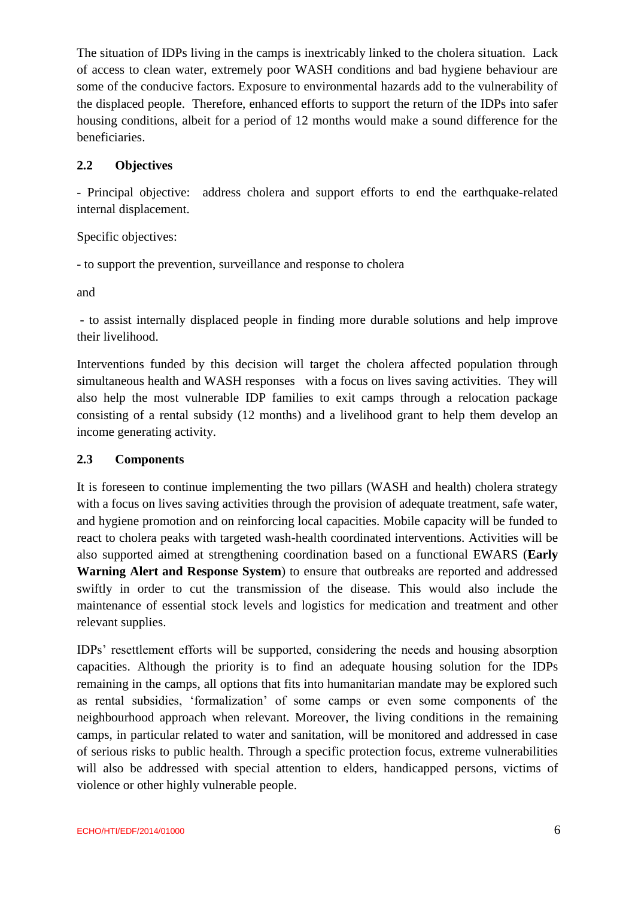The situation of IDPs living in the camps is inextricably linked to the cholera situation. Lack of access to clean water, extremely poor WASH conditions and bad hygiene behaviour are some of the conducive factors. Exposure to environmental hazards add to the vulnerability of the displaced people. Therefore, enhanced efforts to support the return of the IDPs into safer housing conditions, albeit for a period of 12 months would make a sound difference for the beneficiaries.

### 2.2 Objectives

- Principal objective: address cholera and support efforts to end the earthquake-related internal displacement.

Specific objectives:

- to support the prevention, surveillance and response to cholera

and

- to assist internally displaced people in finding more durable solutions and help improve their livelihood.

Interventions funded by this decision will target the cholera affected population through simultaneous health and WASH responses with a focus on lives saving activities. They will also help the most vulnerable IDP families to exit camps through a relocation package consisting of a rental subsidy (12 months) and a livelihood grant to help them develop an income generating activity.

### 2.3 Components

It is foreseen to continue implementing the two pillars (WASH and health) cholera strategy with a focus on lives saving activities through the provision of adequate treatment, safe water, and hygiene promotion and on reinforcing local capacities. Mobile capacity will be funded to react to cholera peaks with targeted wash-health coordinated interventions. Activities will be also supported aimed at strengthening coordination based on a functional EWARS (**Early Warning Alert and Response System**) to ensure that outbreaks are reported and addressed swiftly in order to cut the transmission of the disease. This would also include the maintenance of essential stock levels and logistics for medication and treatment and other relevant supplies.

IDPs' resettlement efforts will be supported, considering the needs and housing absorption capacities. Although the priority is to find an adequate housing solution for the IDPs remaining in the camps, all options that fits into humanitarian mandate may be explored such as rental subsidies, 'formalization' of some camps or even some components of the neighbourhood approach when relevant. Moreover, the living conditions in the remaining camps, in particular related to water and sanitation, will be monitored and addressed in case of serious risks to public health. Through a specific protection focus, extreme vulnerabilities will also be addressed with special attention to elders, handicapped persons, victims of violence or other highly vulnerable people.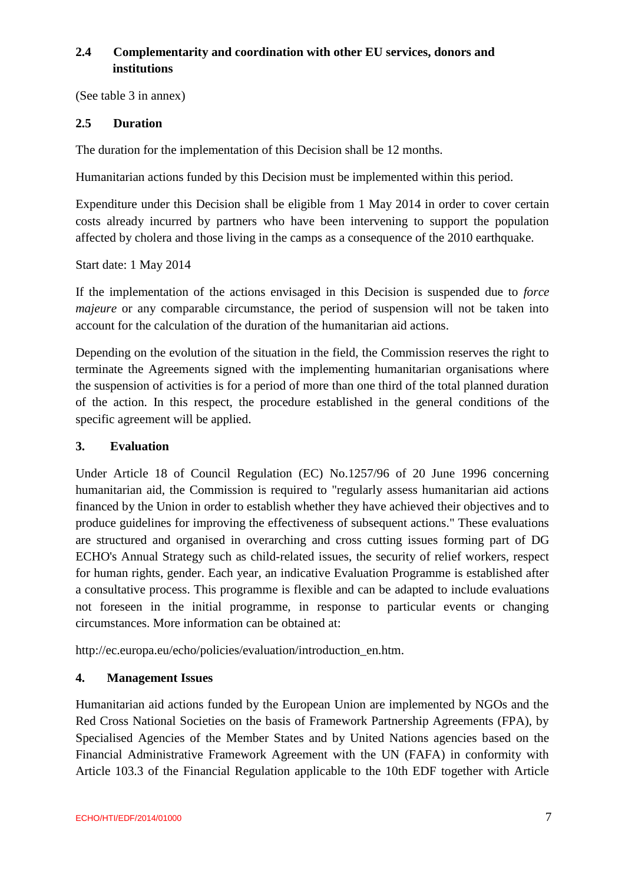### 2.4 Complementarity and coordination with other EU services, donors and institutions

(See table 3 in annex)

### 2.5 Duration

The duration for the implementation of this Decision shall be 12 months.

Humanitarian actions funded by this Decision must be implemented within this period.

Expenditure under this Decision shall be eligible from 1 May 2014 in order to cover certain costs already incurred by partners who have been intervening to support the population affected by cholera and those living in the camps as a consequence of the 2010 earthquake.

Start date: 1 May 2014

If the implementation of the actions envisaged in this Decision is suspended due to *force majeure* or any comparable circumstance, the period of suspension will not be taken into account for the calculation of the duration of the humanitarian aid actions.

Depending on the evolution of the situation in the field, the Commission reserves the right to terminate the Agreements signed with the implementing humanitarian organisations where the suspension of activities is for a period of more than one third of the total planned duration of the action. In this respect, the procedure established in the general conditions of the specific agreement will be applied.

## 3. Evaluation

Under Article 18 of Council Regulation (EC) No.1257/96 of 20 June 1996 concerning humanitarian aid, the Commission is required to "regularly assess humanitarian aid actions financed by the Union in order to establish whether they have achieved their objectives and to produce guidelines for improving the effectiveness of subsequent actions." These evaluations are structured and organised in overarching and cross cutting issues forming part of DG ECHO's Annual Strategy such as child-related issues, the security of relief workers, respect for human rights, gender. Each year, an indicative Evaluation Programme is established after a consultative process. This programme is flexible and can be adapted to include evaluations not foreseen in the initial programme, in response to particular events or changing circumstances. More information can be obtained at:

http://ec.europa.eu/echo/policies/evaluation/introduction_en.htm.

## 4. Management Issues

Humanitarian aid actions funded by the European Union are implemented by NGOs and the Red Cross National Societies on the basis of Framework Partnership Agreements (FPA), by Specialised Agencies of the Member States and by United Nations agencies based on the Financial Administrative Framework Agreement with the UN (FAFA) in conformity with Article 103.3 of the Financial Regulation applicable to the 10th EDF together with Article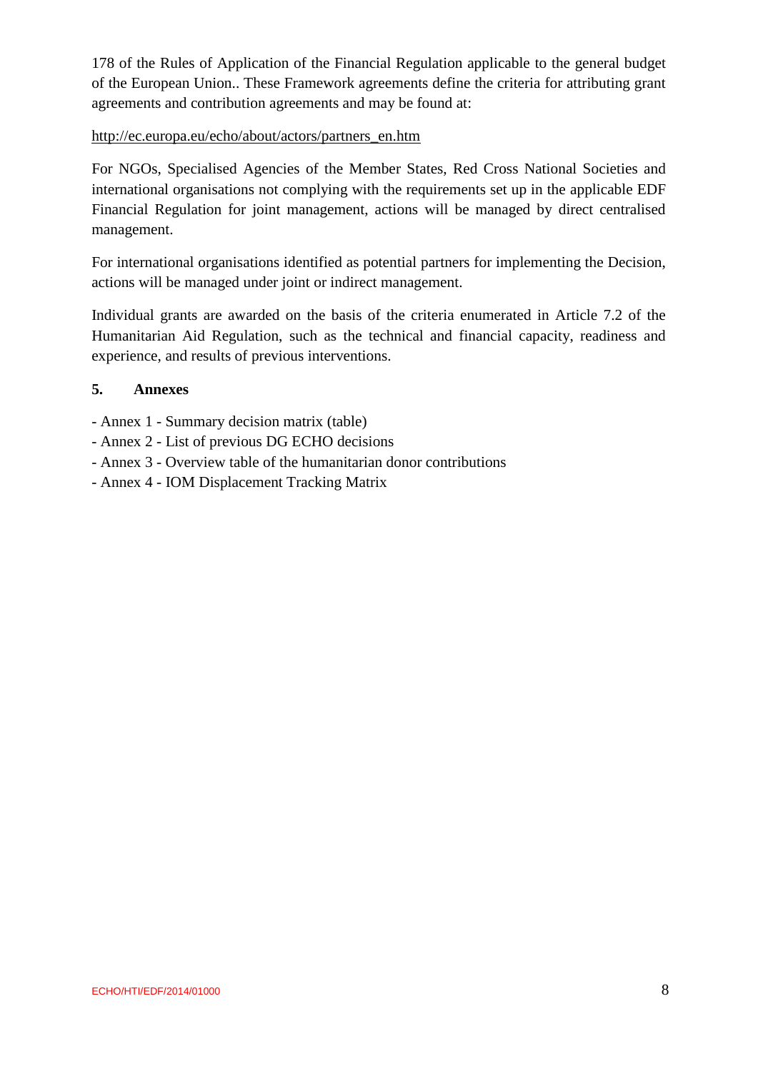178 of the Rules of Application of the Financial Regulation applicable to the general budget of the European Union.. These Framework agreements define the criteria for attributing grant agreements and contribution agreements and may be found at:

http://ec.europa.eu/echo/about/actors/partners_en.htm

For NGOs, Specialised Agencies of the Member States, Red Cross National Societies and international organisations not complying with the requirements set up in the applicable EDF Financial Regulation for joint management, actions will be managed by direct centralised management.

For international organisations identified as potential partners for implementing the Decision, actions will be managed under joint or indirect management.

Individual grants are awarded on the basis of the criteria enumerated in Article 7.2 of the Humanitarian Aid Regulation, such as the technical and financial capacity, readiness and experience, and results of previous interventions.

## 5. Annexes

- Annex 1 - Summary decision matrix (table)
- Annex 2 - List of previous DG ECHO decisions
- Annex 3 - Overview table of the humanitarian donor contributions
- Annex 4 - IOM Displacement Tracking Matrix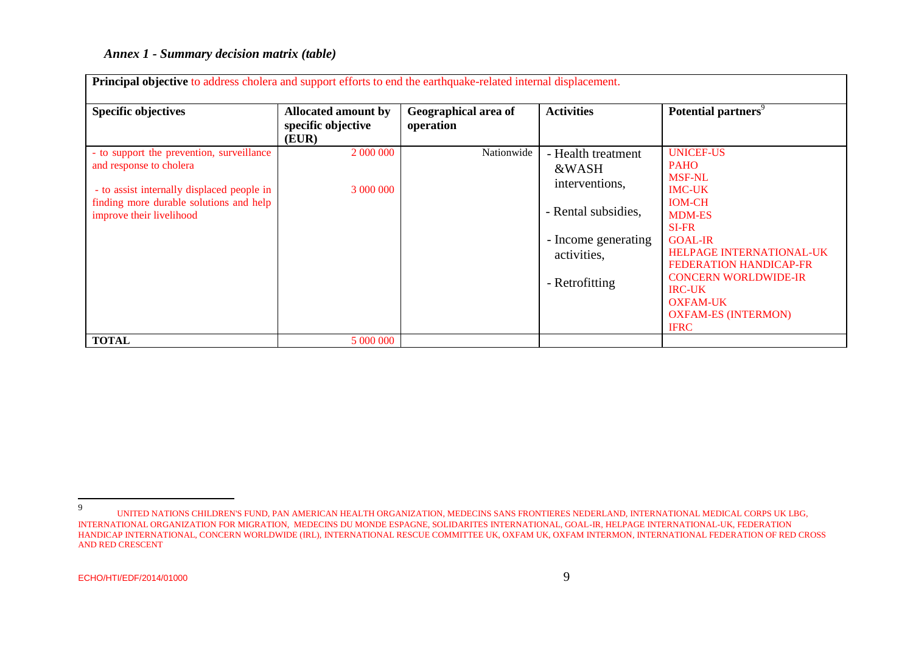*Annex 1 - Summary decision matrix (table)*

**Principal objective** to address cholera and support efforts to end the earthquake-related internal displacement.

| Specific objectives | Allocated amount by specific objective (EUR) | Geographical area of operation | Activities | Potential partners[9] |
|---|---|---|---|---|
| - to support the prevention, surveillance and response to cholera<br><br>- to assist internally displaced people in finding more durable solutions and help improve their livelihood | 2 000 000<br><br>3 000 000 | Nationwide | - Health treatment &WASH interventions,<br><br>- Rental subsidies,<br><br>- Income generating activities,<br><br>- Retrofitting | UNICEF-US<br>PAHO<br>MSF-NL<br>IMC-UK<br>IOM-CH<br>MDM-ES<br>SI-FR<br>GOAL-IR<br>HELPAGE INTERNATIONAL-UK<br>FEDERATION HANDICAP-FR<br>CONCERN WORLDWIDE-IR<br>IRC-UK<br>OXFAM-UK<br>OXFAM-ES (INTERMON)<br>IFRC |
| **TOTAL** | 5 000 000 | | | |

[9] UNITED NATIONS CHILDREN'S FUND, PAN AMERICAN HEALTH ORGANIZATION, MEDECINS SANS FRONTIERES NEDERLAND, INTERNATIONAL MEDICAL CORPS UK LBG, INTERNATIONAL ORGANIZATION FOR MIGRATION, MEDECINS DU MONDE ESPAGNE, SOLIDARITES INTERNATIONAL, GOAL-IR, HELPAGE INTERNATIONAL-UK, FEDERATION HANDICAP INTERNATIONAL, CONCERN WORLDWIDE (IRL), INTERNATIONAL RESCUE COMMITTEE UK, OXFAM UK, OXFAM INTERMON, INTERNATIONAL FEDERATION OF RED CROSS AND RED CRESCENT

ECHO/HTI/EDF/2014/01000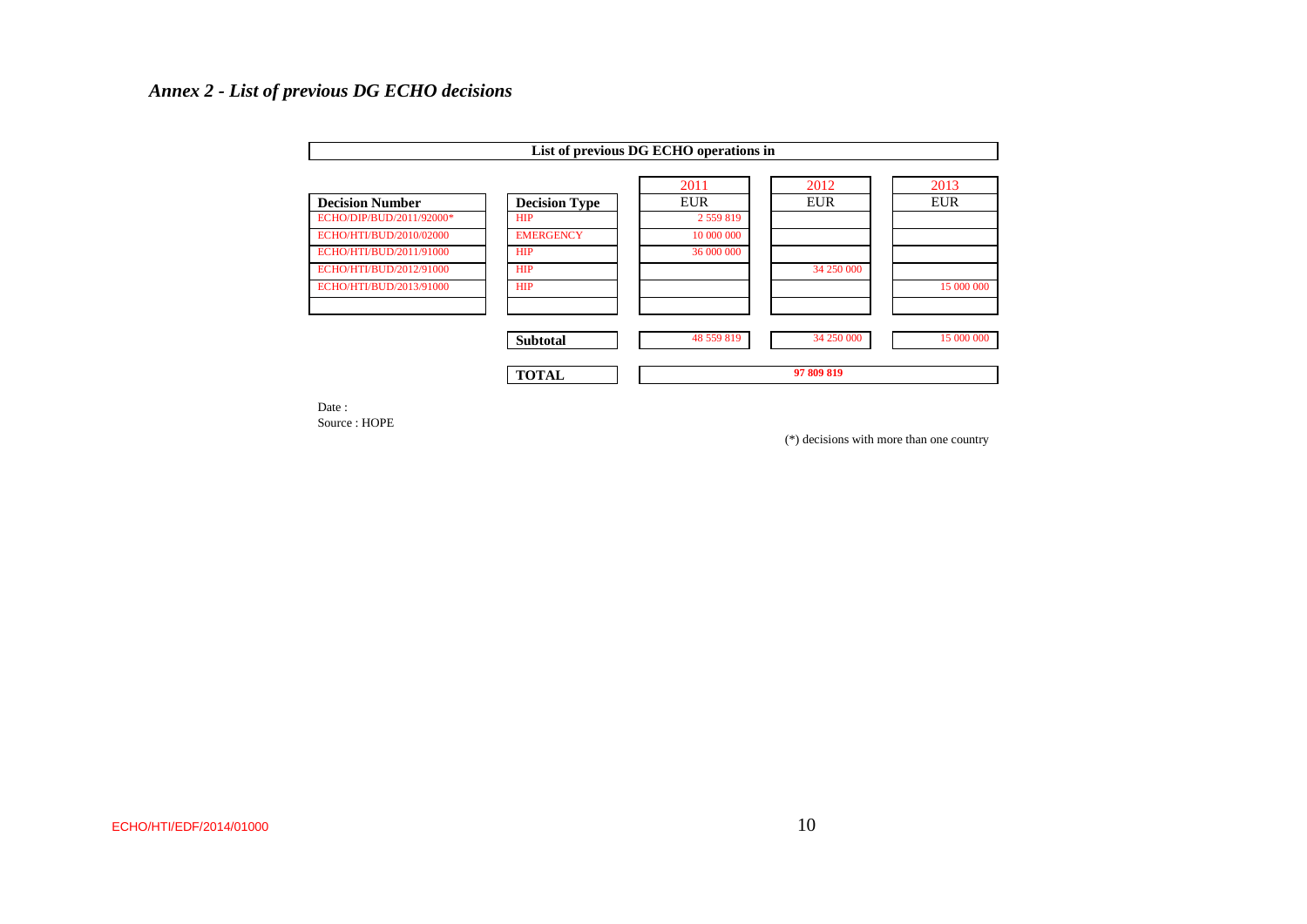*Annex 2 - List of previous DG ECHO decisions*

| List of previous DG ECHO operations in | | | | |
|---|---|---|---|---|
| | | 2011 | 2012 | 2013 |
| **Decision Number** | **Decision Type** | EUR | EUR | EUR |
| ECHO/DIP/BUD/2011/92000* | HIP | 2 559 819 | | |
| ECHO/HTI/BUD/2010/02000 | EMERGENCY | 10 000 000 | | |
| ECHO/HTI/BUD/2011/91000 | HIP | 36 000 000 | | |
| ECHO/HTI/BUD/2012/91000 | HIP | | 34 250 000 | |
| ECHO/HTI/BUD/2013/91000 | HIP | | | 15 000 000 |
| | | | | |
| | **Subtotal** | 48 559 819 | 34 250 000 | 15 000 000 |
| | **TOTAL** | | **97 809 819** | |

Date :
Source : HOPE

(*) decisions with more than one country

ECHO/HTI/EDF/2014/01000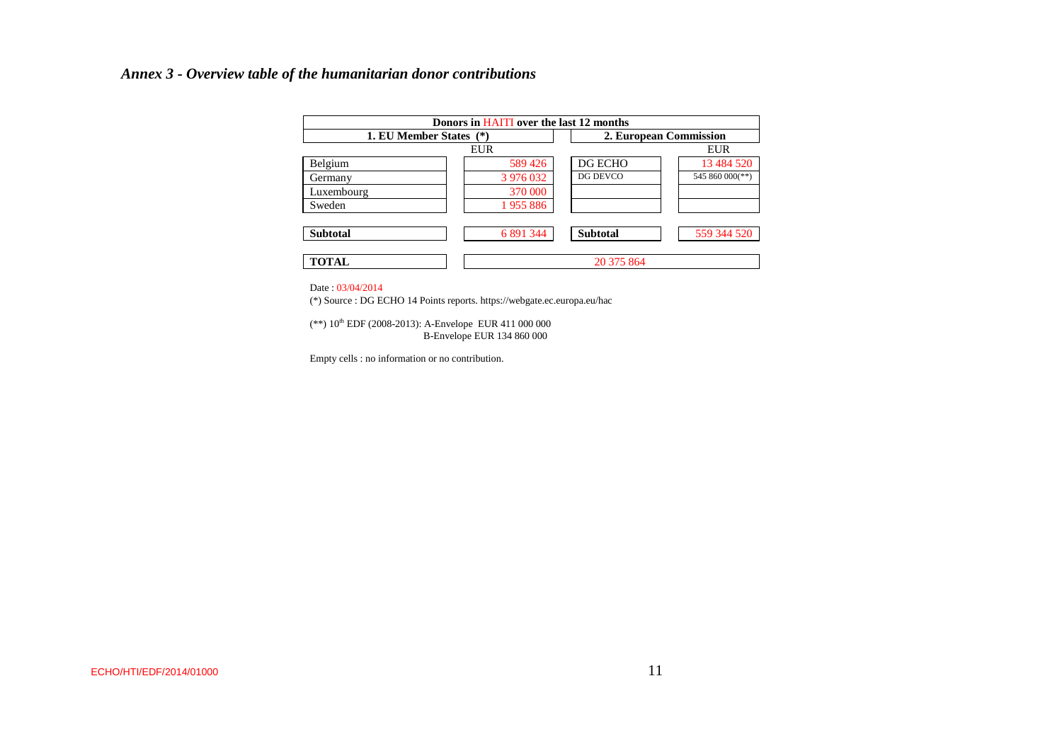## *Annex 3 - Overview table of the humanitarian donor contributions*

| Donors in HAITI over the last 12 months | | | |
|---|---|---|---|
| **1. EU Member States (*)** | | **2. European Commission** | |
| | EUR | | EUR |
| Belgium | 589 426 | DG ECHO | 13 484 520 |
| Germany | 3 976 032 | DG DEVCO | 545 860 000(**) |
| Luxembourg | 370 000 | | |
| Sweden | 1 955 886 | | |
| **Subtotal** | 6 891 344 | **Subtotal** | 559 344 520 |
| **TOTAL** | 20 375 864 | | |

Date : 03/04/2014

(*) Source : DG ECHO 14 Points reports. https://webgate.ec.europa.eu/hac

(**) 10th EDF (2008-2013): A-Envelope EUR 411 000 000
B-Envelope EUR 134 860 000

Empty cells : no information or no contribution.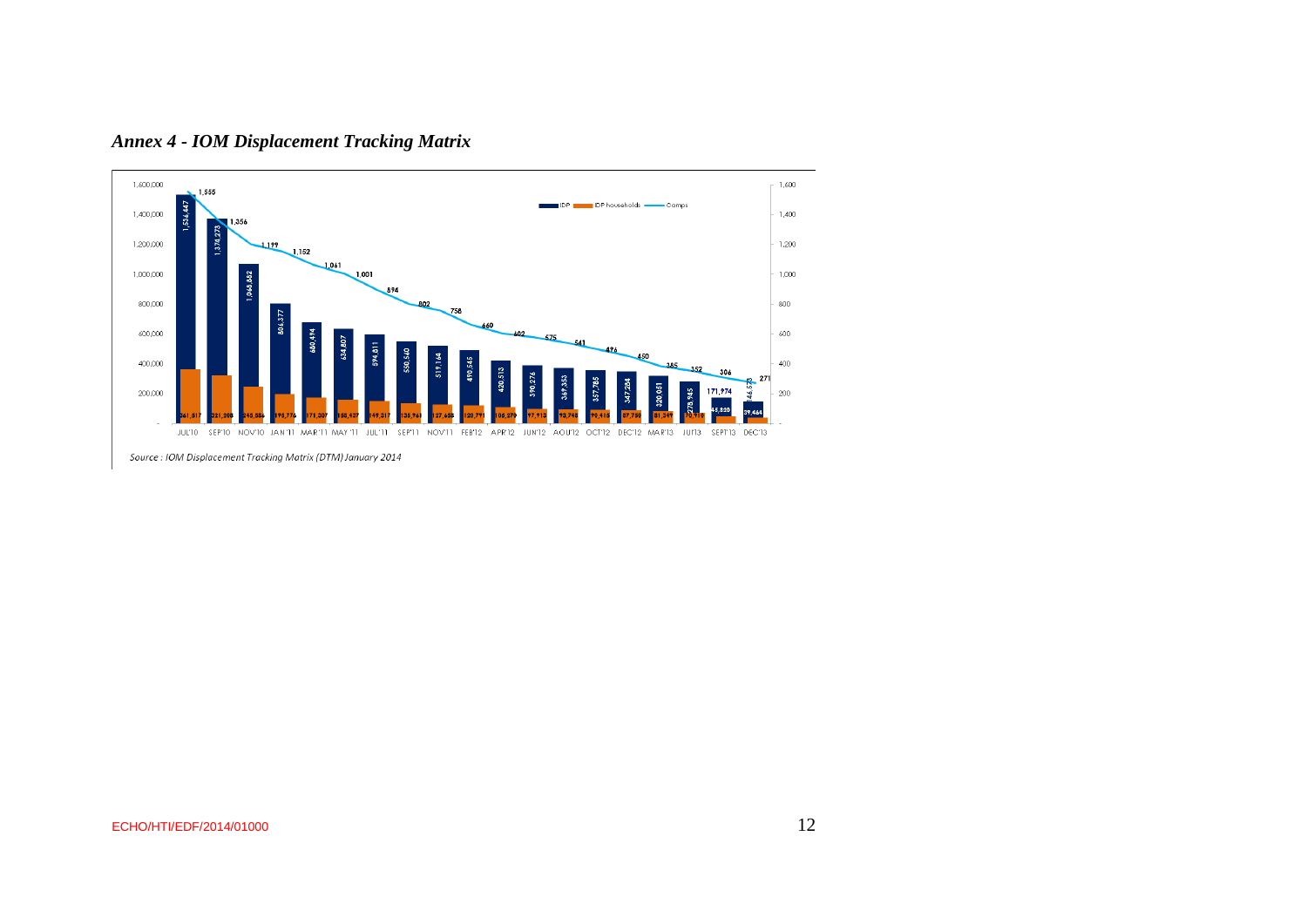### *Annex 4 - IOM Displacement Tracking Matrix*

| | IDP | IDP households | Camps |
|---|---|---|---|
| JUL'10 | 1,536,447 | 361,517 | 1,555 |
| SEP'10 | 1,374,273 | 321,208 | 1,356 |
| NOV'10 | 1,068,882 | 245,586 | 1,199 |
| JAN'11 | 806,377 | 195,776 | 1,152 |
| MAR'11 | 680,494 | 171,307 | 1,061 |
| MAY'11 | 634,807 | 158,437 | 1,001 |
| JUL'11 | 594,811 | 149,317 | 894 |
| SEP'11 | 550,560 | 135,961 | 802 |
| NOV'11 | 519,164 | 127,658 | 758 |
| FEB'12 | 490,545 | 120,791 | 660 |
| APR'12 | 420,513 | 105,279 | 602 |
| JUN'12 | 390,276 | 97,913 | 575 |
| AOU'12 | 369,353 | 93,748 | 541 |
| OCT'12 | 357,785 | 90,415 | 496 |
| DEC'12 | 347,284 | 87,750 | 450 |
| MAR'13 | 320,051 | 81,349 | 385 |
| JUN'13 | 279,945 | 70,910 | 352 |
| SEPT'13 | 171,974 | 45,820 | 306 |
| DEC'13 | 146,573 | 39,464 | 271 |

*Source : IOM Displacement Tracking Matrix (DTM) January 2014*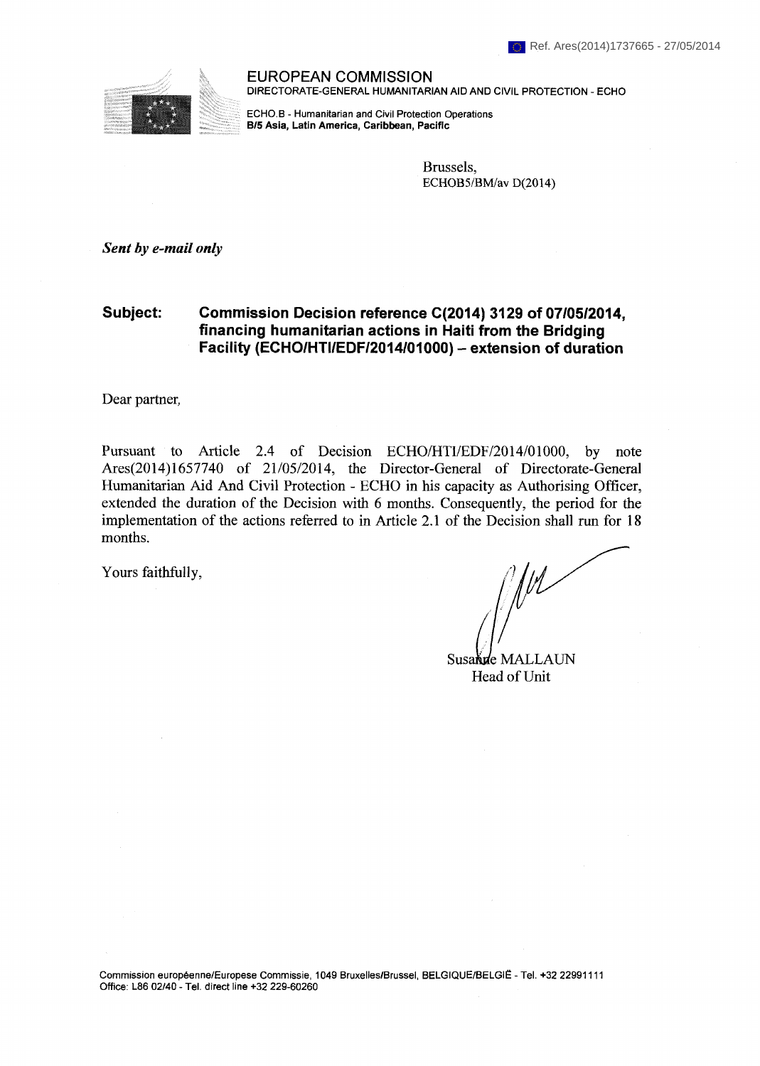Ref. Ares(2014)1737665 - 27/05/2014

EUROPEAN COMMISSION
DIRECTORATE-GENERAL HUMANITARIAN AID AND CIVIL PROTECTION - ECHO

ECHO.B - Humanitarian and Civil Protection Operations
**B/5 Asia, Latin America, Caribbean, Pacific**

Brussels,
ECHOB5/BM/av D(2014)

***Sent by e-mail only***

**Subject: Commission Decision reference C(2014) 3129 of 07/05/2014, financing humanitarian actions in Haiti from the Bridging Facility (ECHO/HTI/EDF/2014/01000) – extension of duration**

Dear partner,

Pursuant to Article 2.4 of Decision ECHO/HTI/EDF/2014/01000, by note Ares(2014)1657740 of 21/05/2014, the Director-General of Directorate-General Humanitarian Aid And Civil Protection - ECHO in his capacity as Authorising Officer, extended the duration of the Decision with 6 months. Consequently, the period for the implementation of the actions referred to in Article 2.1 of the Decision shall run for 18 months.

Yours faithfully,

Susanne MALLAUN
Head of Unit

Commission européenne/Europese Commissie, 1049 Bruxelles/Brussel, BELGIQUE/BELGIË - Tel. +32 22991111
Office: L86 02/40 - Tel. direct line +32 229-60260